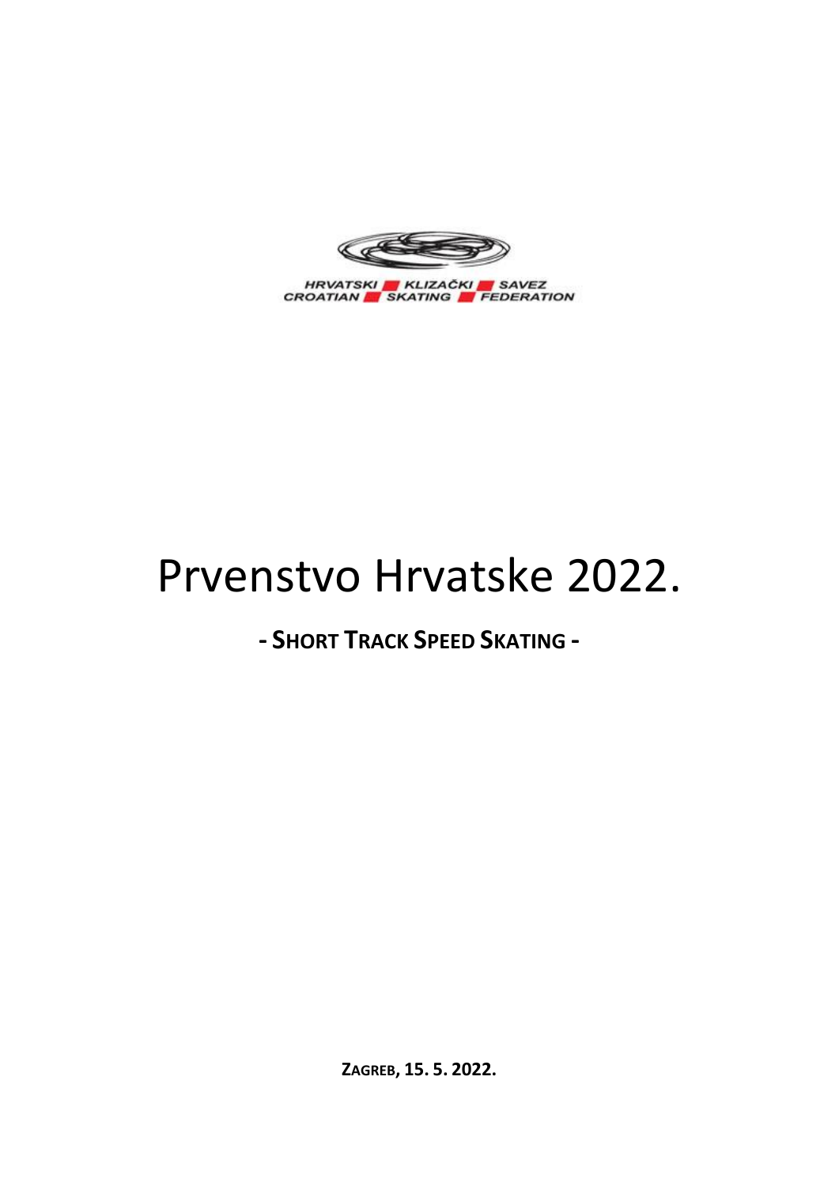HRVATSKI KLIZAČKI SAVEZ
CROATIAN SKATING FEDERATION

# Prvenstvo Hrvatske 2022.

## - SHORT TRACK SPEED SKATING -

**ZAGREB, 15. 5. 2022.**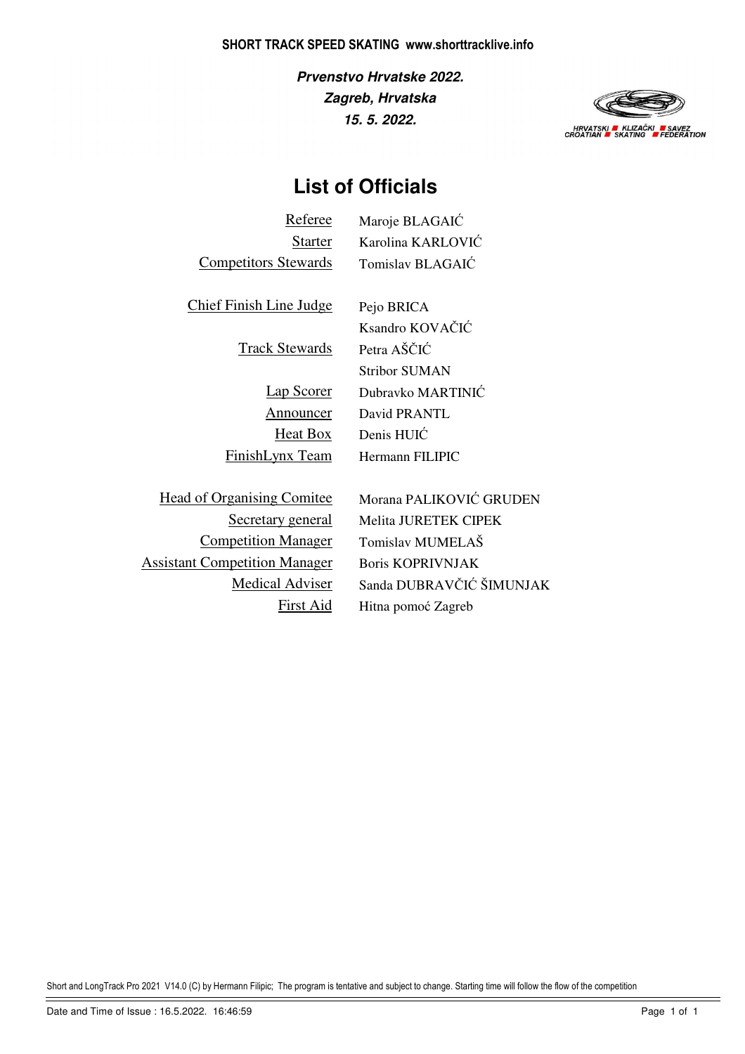**SHORT TRACK SPEED SKATING www.shorttracklive.info**

***Prvenstvo Hrvatske 2022.***
***Zagreb, Hrvatska***
***15. 5. 2022.***

HRVATSKI KLIZAČKI SAVEZ
CROATIAN SKATING FEDERATION

# List of Officials

| | |
|---|---|
| Referee | Maroje BLAGAIĆ |
| Starter | Karolina KARLOVIĆ |
| Competitors Stewards | Tomislav BLAGAIĆ |
| | |
| Chief Finish Line Judge | Pejo BRICA |
| | Ksandro KOVAČIĆ |
| Track Stewards | Petra AŠČIĆ |
| | Stribor SUMAN |
| Lap Scorer | Dubravko MARTINIĆ |
| Announcer | David PRANTL |
| Heat Box | Denis HUIĆ |
| FinishLynx Team | Hermann FILIPIC |
| | |
| Head of Organising Comitee | Morana PALIKOVIĆ GRUDEN |
| Secretary general | Melita JURETEK CIPEK |
| Competition Manager | Tomislav MUMELAŠ |
| Assistant Competition Manager | Boris KOPRIVNJAK |
| Medical Adviser | Sanda DUBRAVČIĆ ŠIMUNJAK |
| First Aid | Hitna pomoć Zagreb |

Short and LongTrack Pro 2021 V14.0 (C) by Hermann Filipic; The program is tentative and subject to change. Starting time will follow the flow of the competition

Date and Time of Issue : 16.5.2022. 16:46:59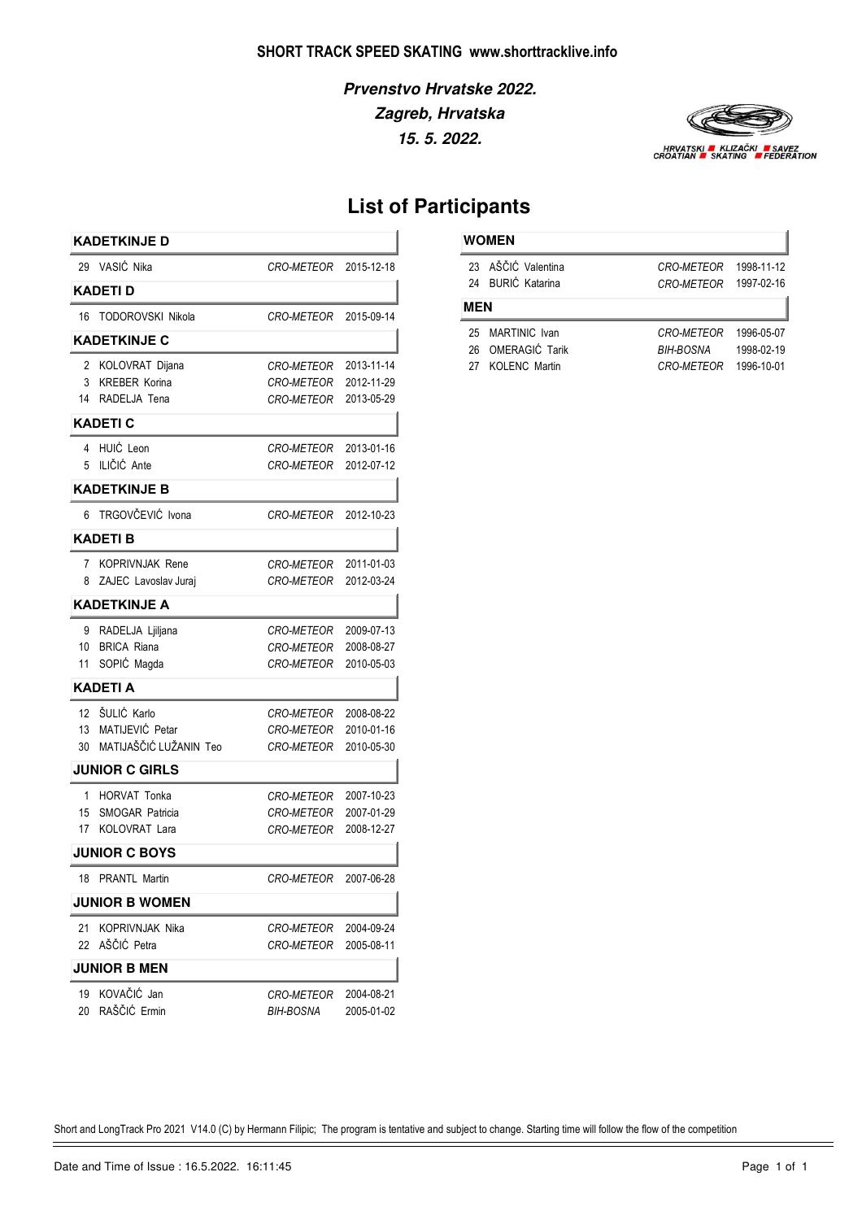**SHORT TRACK SPEED SKATING www.shorttracklive.info**

***Prvenstvo Hrvatske 2022.***
***Zagreb, Hrvatska***
***15. 5. 2022.***

HRVATSKI KLIZAČKI SAVEZ
CROATIAN SKATING FEDERATION

# List of Participants

### KADETKINJE D

| | | | |
|---|---|---|---|
| 29 | VASIĆ Nika | *CRO-METEOR* | 2015-12-18 |

### KADETI D

| | | | |
|---|---|---|---|
| 16 | TODOROVSKI Nikola | *CRO-METEOR* | 2015-09-14 |

### KADETKINJE C

| | | | |
|---|---|---|---|
| 2 | KOLOVRAT Dijana | *CRO-METEOR* | 2013-11-14 |
| 3 | KREBER Korina | *CRO-METEOR* | 2012-11-29 |
| 14 | RADELJA Tena | *CRO-METEOR* | 2013-05-29 |

### KADETI C

| | | | |
|---|---|---|---|
| 4 | HUIĆ Leon | *CRO-METEOR* | 2013-01-16 |
| 5 | ILIČIĆ Ante | *CRO-METEOR* | 2012-07-12 |

### KADETKINJE B

| | | | |
|---|---|---|---|
| 6 | TRGOVČEVIĆ Ivona | *CRO-METEOR* | 2012-10-23 |

### KADETI B

| | | | |
|---|---|---|---|
| 7 | KOPRIVNJAK Rene | *CRO-METEOR* | 2011-01-03 |
| 8 | ZAJEC Lavoslav Juraj | *CRO-METEOR* | 2012-03-24 |

### KADETKINJE A

| | | | |
|---|---|---|---|
| 9 | RADELJA Ljiljana | *CRO-METEOR* | 2009-07-13 |
| 10 | BRICA Riana | *CRO-METEOR* | 2008-08-27 |
| 11 | SOPIĆ Magda | *CRO-METEOR* | 2010-05-03 |

### KADETI A

| | | | |
|---|---|---|---|
| 12 | ŠULIĆ Karlo | *CRO-METEOR* | 2008-08-22 |
| 13 | MATIJEVIĆ Petar | *CRO-METEOR* | 2010-01-16 |
| 30 | MATIJAŠČIĆ LUŽANIN Teo | *CRO-METEOR* | 2010-05-30 |

### JUNIOR C GIRLS

| | | | |
|---|---|---|---|
| 1 | HORVAT Tonka | *CRO-METEOR* | 2007-10-23 |
| 15 | SMOGAR Patricia | *CRO-METEOR* | 2007-01-29 |
| 17 | KOLOVRAT Lara | *CRO-METEOR* | 2008-12-27 |

### JUNIOR C BOYS

| | | | |
|---|---|---|---|
| 18 | PRANTL Martin | *CRO-METEOR* | 2007-06-28 |

### JUNIOR B WOMEN

| | | | |
|---|---|---|---|
| 21 | KOPRIVNJAK Nika | *CRO-METEOR* | 2004-09-24 |
| 22 | AŠČIĆ Petra | *CRO-METEOR* | 2005-08-11 |

### JUNIOR B MEN

| | | | |
|---|---|---|---|
| 19 | KOVAČIĆ Jan | *CRO-METEOR* | 2004-08-21 |
| 20 | RAŠČIĆ Ermin | *BIH-BOSNA* | 2005-01-02 |

### WOMEN

| | | | |
|---|---|---|---|
| 23 | AŠČIĆ Valentina | *CRO-METEOR* | 1998-11-12 |
| 24 | BURIĆ Katarina | *CRO-METEOR* | 1997-02-16 |

### MEN

| | | | |
|---|---|---|---|
| 25 | MARTINIC Ivan | *CRO-METEOR* | 1996-05-07 |
| 26 | OMERAGIĆ Tarik | *BIH-BOSNA* | 1998-02-19 |
| 27 | KOLENC Martin | *CRO-METEOR* | 1996-10-01 |

Short and LongTrack Pro 2021 V14.0 (C) by Hermann Filipic; The program is tentative and subject to change. Starting time will follow the flow of the competition

Date and Time of Issue : 16.5.2022. 16:11:45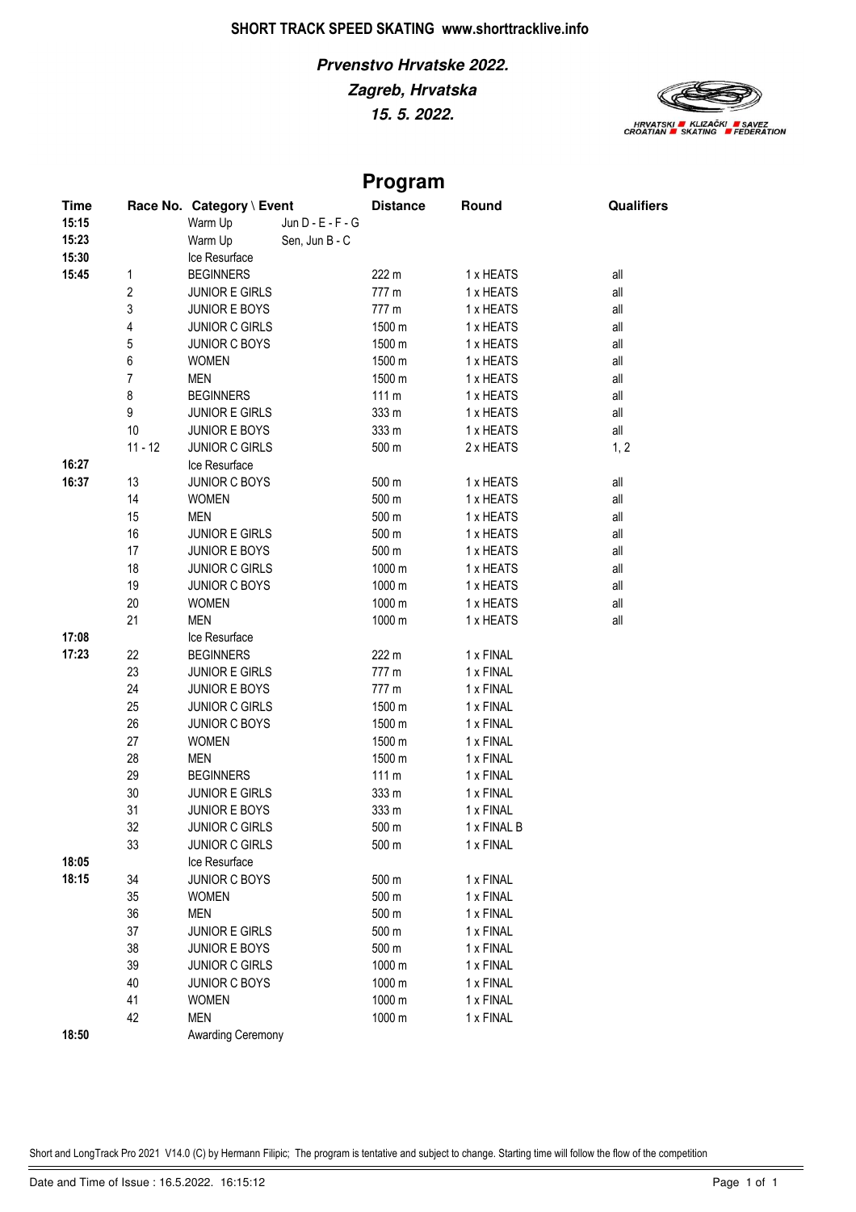SHORT TRACK SPEED SKATING www.shorttracklive.info

***Prvenstvo Hrvatske 2022.***

***Zagreb, Hrvatska***

***15. 5. 2022.***

HRVATSKI KLIZAČKI SAVEZ
CROATIAN SKATING FEDERATION

# Program

| Time | Race No. | Category \ Event | | Distance | Round | Qualifiers |
|---|---|---|---|---|---|---|
| 15:15 | | Warm Up | Jun D - E - F - G | | | |
| 15:23 | | Warm Up | Sen, Jun B - C | | | |
| 15:30 | | Ice Resurface | | | | |
| 15:45 | 1 | BEGINNERS | | 222 m | 1 x HEATS | all |
| | 2 | JUNIOR E GIRLS | | 777 m | 1 x HEATS | all |
| | 3 | JUNIOR E BOYS | | 777 m | 1 x HEATS | all |
| | 4 | JUNIOR C GIRLS | | 1500 m | 1 x HEATS | all |
| | 5 | JUNIOR C BOYS | | 1500 m | 1 x HEATS | all |
| | 6 | WOMEN | | 1500 m | 1 x HEATS | all |
| | 7 | MEN | | 1500 m | 1 x HEATS | all |
| | 8 | BEGINNERS | | 111 m | 1 x HEATS | all |
| | 9 | JUNIOR E GIRLS | | 333 m | 1 x HEATS | all |
| | 10 | JUNIOR E BOYS | | 333 m | 1 x HEATS | all |
| | 11 - 12 | JUNIOR C GIRLS | | 500 m | 2 x HEATS | 1, 2 |
| 16:27 | | Ice Resurface | | | | |
| 16:37 | 13 | JUNIOR C BOYS | | 500 m | 1 x HEATS | all |
| | 14 | WOMEN | | 500 m | 1 x HEATS | all |
| | 15 | MEN | | 500 m | 1 x HEATS | all |
| | 16 | JUNIOR E GIRLS | | 500 m | 1 x HEATS | all |
| | 17 | JUNIOR E BOYS | | 500 m | 1 x HEATS | all |
| | 18 | JUNIOR C GIRLS | | 1000 m | 1 x HEATS | all |
| | 19 | JUNIOR C BOYS | | 1000 m | 1 x HEATS | all |
| | 20 | WOMEN | | 1000 m | 1 x HEATS | all |
| | 21 | MEN | | 1000 m | 1 x HEATS | all |
| 17:08 | | Ice Resurface | | | | |
| 17:23 | 22 | BEGINNERS | | 222 m | 1 x FINAL | |
| | 23 | JUNIOR E GIRLS | | 777 m | 1 x FINAL | |
| | 24 | JUNIOR E BOYS | | 777 m | 1 x FINAL | |
| | 25 | JUNIOR C GIRLS | | 1500 m | 1 x FINAL | |
| | 26 | JUNIOR C BOYS | | 1500 m | 1 x FINAL | |
| | 27 | WOMEN | | 1500 m | 1 x FINAL | |
| | 28 | MEN | | 1500 m | 1 x FINAL | |
| | 29 | BEGINNERS | | 111 m | 1 x FINAL | |
| | 30 | JUNIOR E GIRLS | | 333 m | 1 x FINAL | |
| | 31 | JUNIOR E BOYS | | 333 m | 1 x FINAL | |
| | 32 | JUNIOR C GIRLS | | 500 m | 1 x FINAL B | |
| | 33 | JUNIOR C GIRLS | | 500 m | 1 x FINAL | |
| 18:05 | | Ice Resurface | | | | |
| 18:15 | 34 | JUNIOR C BOYS | | 500 m | 1 x FINAL | |
| | 35 | WOMEN | | 500 m | 1 x FINAL | |
| | 36 | MEN | | 500 m | 1 x FINAL | |
| | 37 | JUNIOR E GIRLS | | 500 m | 1 x FINAL | |
| | 38 | JUNIOR E BOYS | | 500 m | 1 x FINAL | |
| | 39 | JUNIOR C GIRLS | | 1000 m | 1 x FINAL | |
| | 40 | JUNIOR C BOYS | | 1000 m | 1 x FINAL | |
| | 41 | WOMEN | | 1000 m | 1 x FINAL | |
| | 42 | MEN | | 1000 m | 1 x FINAL | |
| 18:50 | | Awarding Ceremony | | | | |

Short and LongTrack Pro 2021 V14.0 (C) by Hermann Filipic; The program is tentative and subject to change. Starting time will follow the flow of the competition

Date and Time of Issue : 16.5.2022. 16:15:12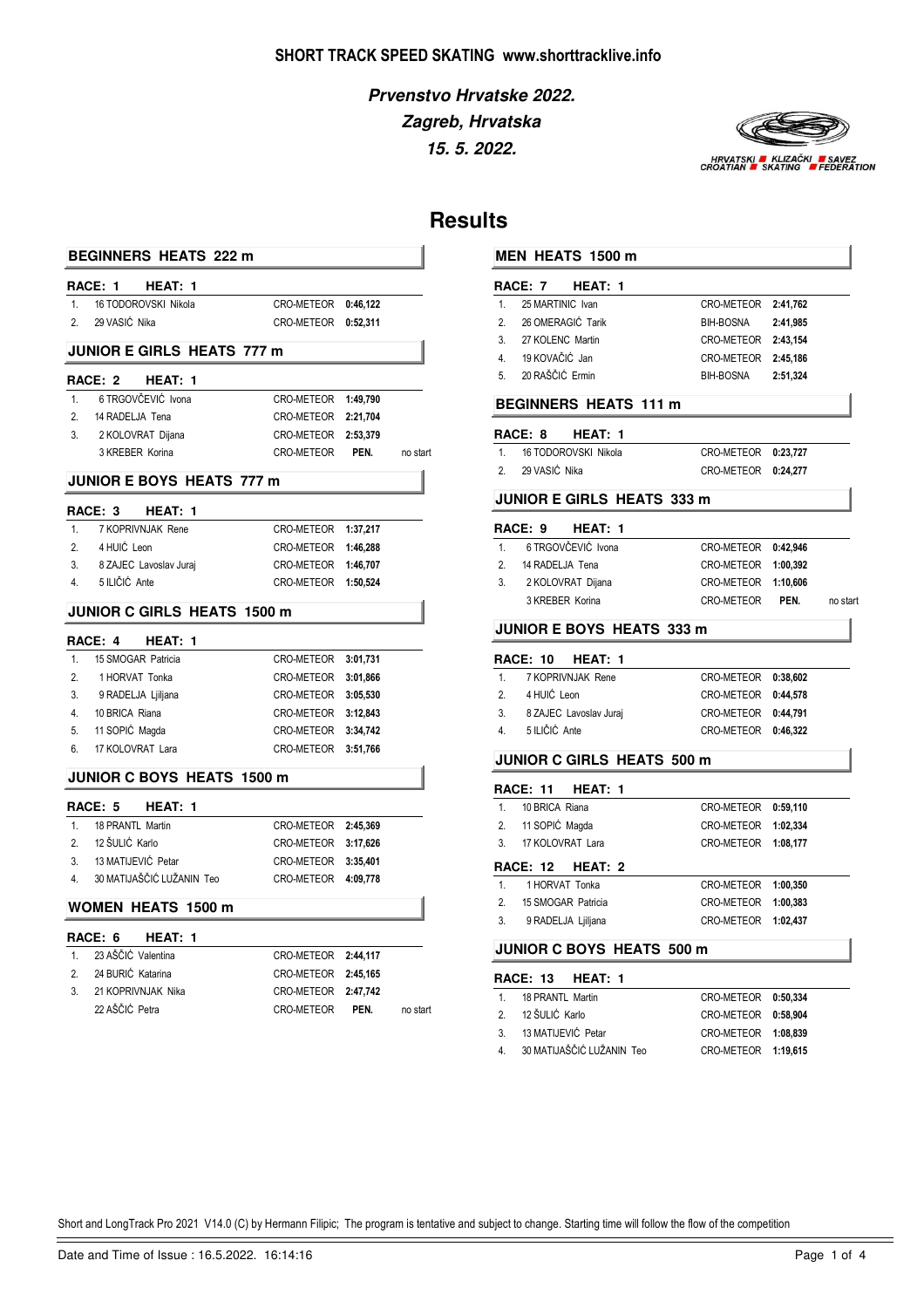## SHORT TRACK SPEED SKATING www.shorttracklive.info

***Prvenstvo Hrvatske 2022.***
***Zagreb, Hrvatska***
***15. 5. 2022.***

HRVATSKI KLIZAČKI SAVEZ
CROATIAN SKATING FEDERATION

# Results

### BEGINNERS HEATS 222 m

**RACE: 1 HEAT: 1**

| | | | | |
|---|---|---|---|---|
| 1. | 16 TODOROVSKI Nikola | CRO-METEOR | **0:46,122** | |
| 2. | 29 VASIĆ Nika | CRO-METEOR | **0:52,311** | |

### JUNIOR E GIRLS HEATS 777 m

**RACE: 2 HEAT: 1**

| | | | | |
|---|---|---|---|---|
| 1. | 6 TRGOVČEVIĆ Ivona | CRO-METEOR | **1:49,790** | |
| 2. | 14 RADELJA Tena | CRO-METEOR | **2:21,704** | |
| 3. | 2 KOLOVRAT Dijana | CRO-METEOR | **2:53,379** | |
| | 3 KREBER Korina | CRO-METEOR | **PEN.** | no start |

### JUNIOR E BOYS HEATS 777 m

**RACE: 3 HEAT: 1**

| | | | | |
|---|---|---|---|---|
| 1. | 7 KOPRIVNJAK Rene | CRO-METEOR | **1:37,217** | |
| 2. | 4 HUIĆ Leon | CRO-METEOR | **1:46,288** | |
| 3. | 8 ZAJEC Lavoslav Juraj | CRO-METEOR | **1:46,707** | |
| 4. | 5 ILIČIĆ Ante | CRO-METEOR | **1:50,524** | |

### JUNIOR C GIRLS HEATS 1500 m

**RACE: 4 HEAT: 1**

| | | | | |
|---|---|---|---|---|
| 1. | 15 SMOGAR Patricia | CRO-METEOR | **3:01,731** | |
| 2. | 1 HORVAT Tonka | CRO-METEOR | **3:01,866** | |
| 3. | 9 RADELJA Ljiljana | CRO-METEOR | **3:05,530** | |
| 4. | 10 BRICA Riana | CRO-METEOR | **3:12,843** | |
| 5. | 11 SOPIĆ Magda | CRO-METEOR | **3:34,742** | |
| 6. | 17 KOLOVRAT Lara | CRO-METEOR | **3:51,766** | |

### JUNIOR C BOYS HEATS 1500 m

**RACE: 5 HEAT: 1**

| | | | | |
|---|---|---|---|---|
| 1. | 18 PRANTL Martin | CRO-METEOR | **2:45,369** | |
| 2. | 12 ŠULIĆ Karlo | CRO-METEOR | **3:17,626** | |
| 3. | 13 MATIJEVIĆ Petar | CRO-METEOR | **3:35,401** | |
| 4. | 30 MATIJAŠČIĆ LUŽANIN Teo | CRO-METEOR | **4:09,778** | |

### WOMEN HEATS 1500 m

**RACE: 6 HEAT: 1**

| | | | | |
|---|---|---|---|---|
| 1. | 23 AŠČIĆ Valentina | CRO-METEOR | **2:44,117** | |
| 2. | 24 BURIĆ Katarina | CRO-METEOR | **2:45,165** | |
| 3. | 21 KOPRIVNJAK Nika | CRO-METEOR | **2:47,742** | |
| | 22 AŠČIĆ Petra | CRO-METEOR | **PEN.** | no start |

### MEN HEATS 1500 m

**RACE: 7 HEAT: 1**

| | | | | |
|---|---|---|---|---|
| 1. | 25 MARTINIC Ivan | CRO-METEOR | **2:41,762** | |
| 2. | 26 OMERAGIĆ Tarik | BIH-BOSNA | **2:41,985** | |
| 3. | 27 KOLENC Martin | CRO-METEOR | **2:43,154** | |
| 4. | 19 KOVAČIĆ Jan | CRO-METEOR | **2:45,186** | |
| 5. | 20 RAŠČIĆ Ermin | BIH-BOSNA | **2:51,324** | |

### BEGINNERS HEATS 111 m

**RACE: 8 HEAT: 1**

| | | | | |
|---|---|---|---|---|
| 1. | 16 TODOROVSKI Nikola | CRO-METEOR | **0:23,727** | |
| 2. | 29 VASIĆ Nika | CRO-METEOR | **0:24,277** | |

### JUNIOR E GIRLS HEATS 333 m

**RACE: 9 HEAT: 1**

| | | | | |
|---|---|---|---|---|
| 1. | 6 TRGOVČEVIĆ Ivona | CRO-METEOR | **0:42,946** | |
| 2. | 14 RADELJA Tena | CRO-METEOR | **1:00,392** | |
| 3. | 2 KOLOVRAT Dijana | CRO-METEOR | **1:10,606** | |
| | 3 KREBER Korina | CRO-METEOR | **PEN.** | no start |

### JUNIOR E BOYS HEATS 333 m

**RACE: 10 HEAT: 1**

| | | | | |
|---|---|---|---|---|
| 1. | 7 KOPRIVNJAK Rene | CRO-METEOR | **0:38,602** | |
| 2. | 4 HUIĆ Leon | CRO-METEOR | **0:44,578** | |
| 3. | 8 ZAJEC Lavoslav Juraj | CRO-METEOR | **0:44,791** | |
| 4. | 5 ILIČIĆ Ante | CRO-METEOR | **0:46,322** | |

### JUNIOR C GIRLS HEATS 500 m

**RACE: 11 HEAT: 1**

| | | | | |
|---|---|---|---|---|
| 1. | 10 BRICA Riana | CRO-METEOR | **0:59,110** | |
| 2. | 11 SOPIĆ Magda | CRO-METEOR | **1:02,334** | |
| 3. | 17 KOLOVRAT Lara | CRO-METEOR | **1:08,177** | |

**RACE: 12 HEAT: 2**

| | | | | |
|---|---|---|---|---|
| 1. | 1 HORVAT Tonka | CRO-METEOR | **1:00,350** | |
| 2. | 15 SMOGAR Patricia | CRO-METEOR | **1:00,383** | |
| 3. | 9 RADELJA Ljiljana | CRO-METEOR | **1:02,437** | |

### JUNIOR C BOYS HEATS 500 m

**RACE: 13 HEAT: 1**

| | | | | |
|---|---|---|---|---|
| 1. | 18 PRANTL Martin | CRO-METEOR | **0:50,334** | |
| 2. | 12 ŠULIĆ Karlo | CRO-METEOR | **0:58,904** | |
| 3. | 13 MATIJEVIĆ Petar | CRO-METEOR | **1:08,839** | |
| 4. | 30 MATIJAŠČIĆ LUŽANIN Teo | CRO-METEOR | **1:19,615** | |

Short and LongTrack Pro 2021 V14.0 (C) by Hermann Filipic; The program is tentative and subject to change. Starting time will follow the flow of the competition

Date and Time of Issue : 16.5.2022. 16:14:16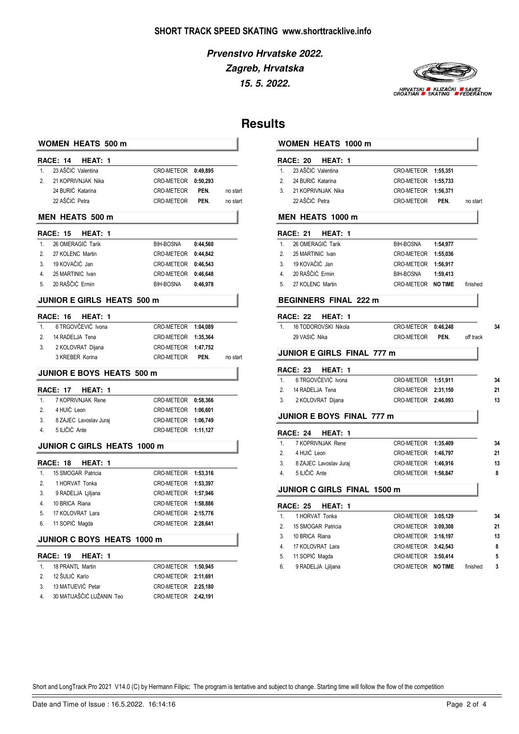## SHORT TRACK SPEED SKATING www.shorttracklive.info

***Prvenstvo Hrvatske 2022.***
***Zagreb, Hrvatska***
***15. 5. 2022.***

HRVATSKI KLIZAČKI SAVEZ
CROATIAN SKATING FEDERATION

# Results

### WOMEN HEATS 500 m

**RACE: 14 HEAT: 1**

| | | | | |
|---|---|---|---|---|
| 1. | 23 AŠČIĆ Valentina | CRO-METEOR | **0:49,895** | |
| 2. | 21 KOPRIVNJAK Nika | CRO-METEOR | **0:50,293** | |
| | 24 BURIĆ Katarina | CRO-METEOR | **PEN.** | no start |
| | 22 AŠČIĆ Petra | CRO-METEOR | **PEN.** | no start |

### MEN HEATS 500 m

**RACE: 15 HEAT: 1**

| | | | |
|---|---|---|---|
| 1. | 26 OMERAGIĆ Tarik | BIH-BOSNA | **0:44,560** |
| 2. | 27 KOLENC Martin | CRO-METEOR | **0:44,842** |
| 3. | 19 KOVAČIĆ Jan | CRO-METEOR | **0:46,543** |
| 4. | 25 MARTINIC Ivan | CRO-METEOR | **0:46,648** |
| 5. | 20 RAŠČIĆ Ermin | BIH-BOSNA | **0:46,978** |

### JUNIOR E GIRLS HEATS 500 m

**RACE: 16 HEAT: 1**

| | | | | |
|---|---|---|---|---|
| 1. | 6 TRGOVČEVIĆ Ivona | CRO-METEOR | **1:04,089** | |
| 2. | 14 RADELJA Tena | CRO-METEOR | **1:35,364** | |
| 3. | 2 KOLOVRAT Dijana | CRO-METEOR | **1:47,752** | |
| | 3 KREBER Korina | CRO-METEOR | **PEN.** | no start |

### JUNIOR E BOYS HEATS 500 m

**RACE: 17 HEAT: 1**

| | | | |
|---|---|---|---|
| 1. | 7 KOPRIVNJAK Rene | CRO-METEOR | **0:58,366** |
| 2. | 4 HUIĆ Leon | CRO-METEOR | **1:06,601** |
| 3. | 8 ZAJEC Lavoslav Juraj | CRO-METEOR | **1:06,749** |
| 4. | 5 ILIČIĆ Ante | CRO-METEOR | **1:11,127** |

### JUNIOR C GIRLS HEATS 1000 m

**RACE: 18 HEAT: 1**

| | | | |
|---|---|---|---|
| 1. | 15 SMOGAR Patricia | CRO-METEOR | **1:53,316** |
| 2. | 1 HORVAT Tonka | CRO-METEOR | **1:53,397** |
| 3. | 9 RADELJA Ljiljana | CRO-METEOR | **1:57,946** |
| 4. | 10 BRICA Riana | CRO-METEOR | **1:58,886** |
| 5. | 17 KOLOVRAT Lara | CRO-METEOR | **2:15,776** |
| 6. | 11 SOPIĆ Magda | CRO-METEOR | **2:28,641** |

### JUNIOR C BOYS HEATS 1000 m

**RACE: 19 HEAT: 1**

| | | | |
|---|---|---|---|
| 1. | 18 PRANTL Martin | CRO-METEOR | **1:50,945** |
| 2. | 12 ŠULIĆ Karlo | CRO-METEOR | **2:11,691** |
| 3. | 13 MATIJEVIĆ Petar | CRO-METEOR | **2:25,180** |
| 4. | 30 MATIJAŠČIĆ LUŽANIN Teo | CRO-METEOR | **2:42,191** |

### WOMEN HEATS 1000 m

**RACE: 20 HEAT: 1**

| | | | | |
|---|---|---|---|---|
| 1. | 23 AŠČIĆ Valentina | CRO-METEOR | **1:55,351** | |
| 2. | 24 BURIĆ Katarina | CRO-METEOR | **1:55,733** | |
| 3. | 21 KOPRIVNJAK Nika | CRO-METEOR | **1:56,371** | |
| | 22 AŠČIĆ Petra | CRO-METEOR | **PEN.** | no start |

### MEN HEATS 1000 m

**RACE: 21 HEAT: 1**

| | | | | |
|---|---|---|---|---|
| 1. | 26 OMERAGIĆ Tarik | BIH-BOSNA | **1:54,977** | |
| 2. | 25 MARTINIC Ivan | CRO-METEOR | **1:55,036** | |
| 3. | 19 KOVAČIĆ Jan | CRO-METEOR | **1:56,917** | |
| 4. | 20 RAŠČIĆ Ermin | BIH-BOSNA | **1:59,413** | |
| 5. | 27 KOLENC Martin | CRO-METEOR | **NO TIME** | finished |

### BEGINNERS FINAL 222 m

**RACE: 22 HEAT: 1**

| | | | | | |
|---|---|---|---|---|---|
| 1. | 16 TODOROVSKI Nikola | CRO-METEOR | **0:46,248** | | 34 |
| | 29 VASIĆ Nika | CRO-METEOR | **PEN.** | off track | |

### JUNIOR E GIRLS FINAL 777 m

**RACE: 23 HEAT: 1**

| | | | | |
|---|---|---|---|---|
| 1. | 6 TRGOVČEVIĆ Ivona | CRO-METEOR | **1:51,911** | 34 |
| 2. | 14 RADELJA Tena | CRO-METEOR | **2:31,150** | 21 |
| 3. | 2 KOLOVRAT Dijana | CRO-METEOR | **2:46,093** | 13 |

### JUNIOR E BOYS FINAL 777 m

**RACE: 24 HEAT: 1**

| | | | | |
|---|---|---|---|---|
| 1. | 7 KOPRIVNJAK Rene | CRO-METEOR | **1:35,409** | 34 |
| 2. | 4 HUIĆ Leon | CRO-METEOR | **1:46,797** | 21 |
| 3. | 8 ZAJEC Lavoslav Juraj | CRO-METEOR | **1:46,916** | 13 |
| 4. | 5 ILIČIĆ Ante | CRO-METEOR | **1:56,847** | 8 |

### JUNIOR C GIRLS FINAL 1500 m

**RACE: 25 HEAT: 1**

| | | | | | |
|---|---|---|---|---|---|
| 1. | 1 HORVAT Tonka | CRO-METEOR | **3:05,129** | | 34 |
| 2. | 15 SMOGAR Patricia | CRO-METEOR | **3:09,308** | | 21 |
| 3. | 10 BRICA Riana | CRO-METEOR | **3:16,197** | | 13 |
| 4. | 17 KOLOVRAT Lara | CRO-METEOR | **3:42,543** | | 8 |
| 5. | 11 SOPIĆ Magda | CRO-METEOR | **3:50,414** | | 5 |
| 6. | 9 RADELJA Ljiljana | CRO-METEOR | **NO TIME** | finished | 3 |

Short and LongTrack Pro 2021 V14.0 (C) by Hermann Filipic; The program is tentative and subject to change. Starting time will follow the flow of the competition

Date and Time of Issue : 16.5.2022. 16:14:16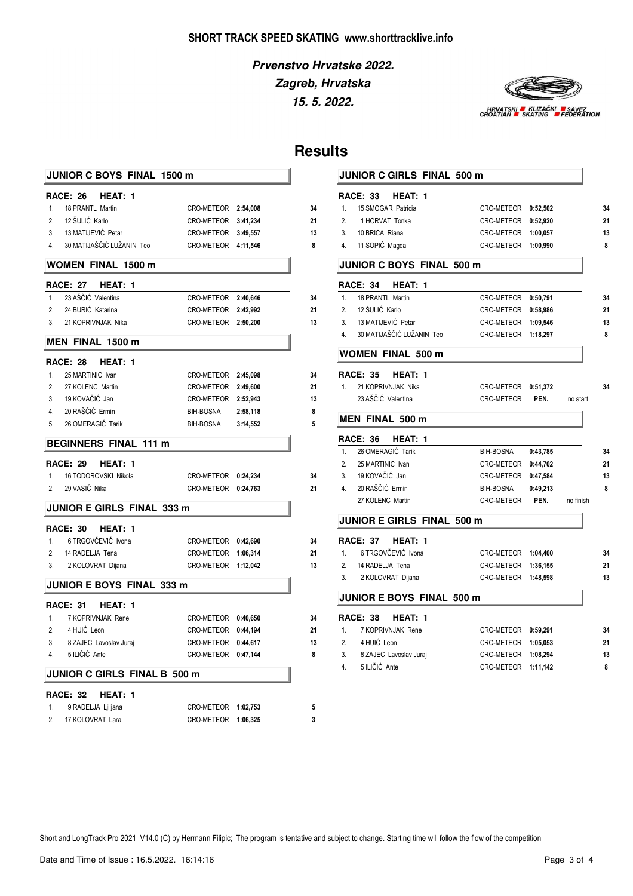**SHORT TRACK SPEED SKATING www.shorttracklive.info**

***Prvenstvo Hrvatske 2022.***
***Zagreb, Hrvatska***
***15. 5. 2022.***

HRVATSKI KLIZAČKI SAVEZ
CROATIAN SKATING FEDERATION

# Results

## JUNIOR C BOYS FINAL 1500 m

**RACE: 26 HEAT: 1**

| | | | | |
|---|---|---|---|---|
| 1. | 18 PRANTL Martin | CRO-METEOR | 2:54,008 | 34 |
| 2. | 12 ŠULIĆ Karlo | CRO-METEOR | 3:41,234 | 21 |
| 3. | 13 MATIJEVIĆ Petar | CRO-METEOR | 3:49,557 | 13 |
| 4. | 30 MATIJAŠČIĆ LUŽANIN Teo | CRO-METEOR | 4:11,546 | 8 |

## WOMEN FINAL 1500 m

**RACE: 27 HEAT: 1**

| | | | | |
|---|---|---|---|---|
| 1. | 23 AŠČIĆ Valentina | CRO-METEOR | 2:40,646 | 34 |
| 2. | 24 BURIĆ Katarina | CRO-METEOR | 2:42,992 | 21 |
| 3. | 21 KOPRIVNJAK Nika | CRO-METEOR | 2:50,200 | 13 |

## MEN FINAL 1500 m

**RACE: 28 HEAT: 1**

| | | | | |
|---|---|---|---|---|
| 1. | 25 MARTINIC Ivan | CRO-METEOR | 2:45,098 | 34 |
| 2. | 27 KOLENC Martin | CRO-METEOR | 2:49,600 | 21 |
| 3. | 19 KOVAČIĆ Jan | CRO-METEOR | 2:52,943 | 13 |
| 4. | 20 RAŠČIĆ Ermin | BIH-BOSNA | 2:58,118 | 8 |
| 5. | 26 OMERAGIĆ Tarik | BIH-BOSNA | 3:14,552 | 5 |

## BEGINNERS FINAL 111 m

**RACE: 29 HEAT: 1**

| | | | | |
|---|---|---|---|---|
| 1. | 16 TODOROVSKI Nikola | CRO-METEOR | 0:24,234 | 34 |
| 2. | 29 VASIĆ Nika | CRO-METEOR | 0:24,763 | 21 |

## JUNIOR E GIRLS FINAL 333 m

**RACE: 30 HEAT: 1**

| | | | | |
|---|---|---|---|---|
| 1. | 6 TRGOVČEVIĆ Ivona | CRO-METEOR | 0:42,690 | 34 |
| 2. | 14 RADELJA Tena | CRO-METEOR | 1:06,314 | 21 |
| 3. | 2 KOLOVRAT Dijana | CRO-METEOR | 1:12,042 | 13 |

## JUNIOR E BOYS FINAL 333 m

**RACE: 31 HEAT: 1**

| | | | | |
|---|---|---|---|---|
| 1. | 7 KOPRIVNJAK Rene | CRO-METEOR | 0:40,650 | 34 |
| 2. | 4 HUIĆ Leon | CRO-METEOR | 0:44,194 | 21 |
| 3. | 8 ZAJEC Lavoslav Juraj | CRO-METEOR | 0:44,617 | 13 |
| 4. | 5 ILIČIĆ Ante | CRO-METEOR | 0:47,144 | 8 |

## JUNIOR C GIRLS FINAL B 500 m

**RACE: 32 HEAT: 1**

| | | | | |
|---|---|---|---|---|
| 1. | 9 RADELJA Ljiljana | CRO-METEOR | 1:02,753 | 5 |
| 2. | 17 KOLOVRAT Lara | CRO-METEOR | 1:06,325 | 3 |

## JUNIOR C GIRLS FINAL 500 m

**RACE: 33 HEAT: 1**

| | | | | |
|---|---|---|---|---|
| 1. | 15 SMOGAR Patricia | CRO-METEOR | 0:52,502 | 34 |
| 2. | 1 HORVAT Tonka | CRO-METEOR | 0:52,920 | 21 |
| 3. | 10 BRICA Riana | CRO-METEOR | 1:00,057 | 13 |
| 4. | 11 SOPIĆ Magda | CRO-METEOR | 1:00,990 | 8 |

## JUNIOR C BOYS FINAL 500 m

**RACE: 34 HEAT: 1**

| | | | | |
|---|---|---|---|---|
| 1. | 18 PRANTL Martin | CRO-METEOR | 0:50,791 | 34 |
| 2. | 12 ŠULIĆ Karlo | CRO-METEOR | 0:58,986 | 21 |
| 3. | 13 MATIJEVIĆ Petar | CRO-METEOR | 1:09,546 | 13 |
| 4. | 30 MATIJAŠČIĆ LUŽANIN Teo | CRO-METEOR | 1:18,297 | 8 |

## WOMEN FINAL 500 m

**RACE: 35 HEAT: 1**

| | | | | | |
|---|---|---|---|---|---|
| 1. | 21 KOPRIVNJAK Nika | CRO-METEOR | 0:51,372 | | 34 |
| | 23 AŠČIĆ Valentina | CRO-METEOR | PEN. | no start | |

## MEN FINAL 500 m

**RACE: 36 HEAT: 1**

| | | | | | |
|---|---|---|---|---|---|
| 1. | 26 OMERAGIĆ Tarik | BIH-BOSNA | 0:43,785 | | 34 |
| 2. | 25 MARTINIC Ivan | CRO-METEOR | 0:44,702 | | 21 |
| 3. | 19 KOVAČIĆ Jan | CRO-METEOR | 0:47,584 | | 13 |
| 4. | 20 RAŠČIĆ Ermin | BIH-BOSNA | 0:49,213 | | 8 |
| | 27 KOLENC Martin | CRO-METEOR | PEN. | no finish | |

## JUNIOR E GIRLS FINAL 500 m

**RACE: 37 HEAT: 1**

| | | | | |
|---|---|---|---|---|
| 1. | 6 TRGOVČEVIĆ Ivona | CRO-METEOR | 1:04,400 | 34 |
| 2. | 14 RADELJA Tena | CRO-METEOR | 1:36,155 | 21 |
| 3. | 2 KOLOVRAT Dijana | CRO-METEOR | 1:48,598 | 13 |

## JUNIOR E BOYS FINAL 500 m

**RACE: 38 HEAT: 1**

| | | | | |
|---|---|---|---|---|
| 1. | 7 KOPRIVNJAK Rene | CRO-METEOR | 0:59,291 | 34 |
| 2. | 4 HUIĆ Leon | CRO-METEOR | 1:05,053 | 21 |
| 3. | 8 ZAJEC Lavoslav Juraj | CRO-METEOR | 1:08,294 | 13 |
| 4. | 5 ILIČIĆ Ante | CRO-METEOR | 1:11,142 | 8 |

Short and LongTrack Pro 2021 V14.0 (C) by Hermann Filipic; The program is tentative and subject to change. Starting time will follow the flow of the competition

Date and Time of Issue : 16.5.2022. 16:14:16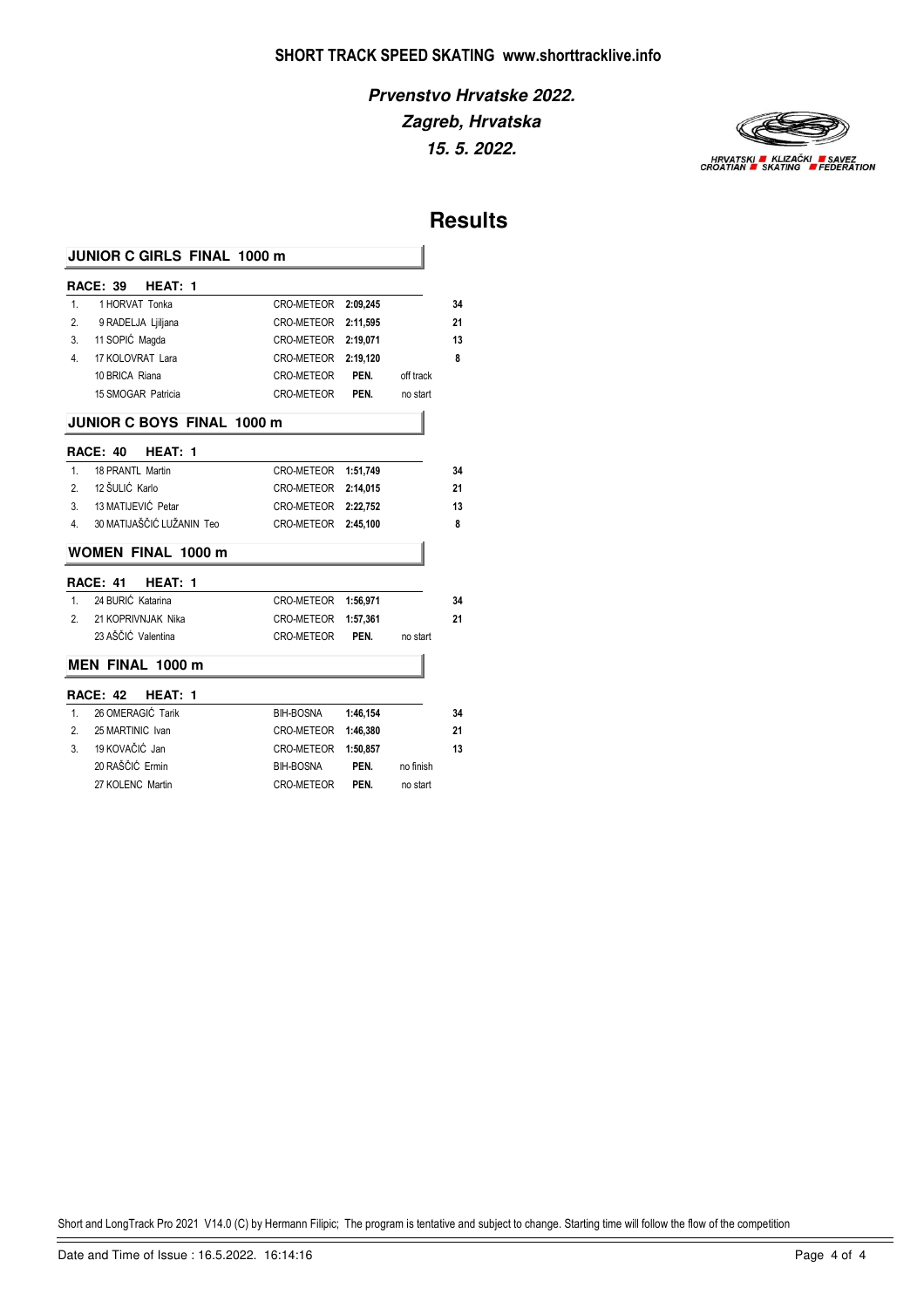**SHORT TRACK SPEED SKATING www.shorttracklive.info**

***Prvenstvo Hrvatske 2022.***
***Zagreb, Hrvatska***
***15. 5. 2022.***

HRVATSKI KLIZAČKI SAVEZ
CROATIAN SKATING FEDERATION

# Results

## JUNIOR C GIRLS FINAL 1000 m

**RACE: 39 HEAT: 1**

| | | | | | |
|---|---|---|---|---|---|
| 1. | 1 HORVAT Tonka | CRO-METEOR | **2:09,245** | | **34** |
| 2. | 9 RADELJA Ljiljana | CRO-METEOR | **2:11,595** | | **21** |
| 3. | 11 SOPIĆ Magda | CRO-METEOR | **2:19,071** | | **13** |
| 4. | 17 KOLOVRAT Lara | CRO-METEOR | **2:19,120** | | **8** |
| | 10 BRICA Riana | CRO-METEOR | **PEN.** | off track | |
| | 15 SMOGAR Patricia | CRO-METEOR | **PEN.** | no start | |

## JUNIOR C BOYS FINAL 1000 m

**RACE: 40 HEAT: 1**

| | | | | | |
|---|---|---|---|---|---|
| 1. | 18 PRANTL Martin | CRO-METEOR | **1:51,749** | | **34** |
| 2. | 12 ŠULIĆ Karlo | CRO-METEOR | **2:14,015** | | **21** |
| 3. | 13 MATIJEVIĆ Petar | CRO-METEOR | **2:22,752** | | **13** |
| 4. | 30 MATIJAŠČIĆ LUŽANIN Teo | CRO-METEOR | **2:45,100** | | **8** |

## WOMEN FINAL 1000 m

**RACE: 41 HEAT: 1**

| | | | | | |
|---|---|---|---|---|---|
| 1. | 24 BURIĆ Katarina | CRO-METEOR | **1:56,971** | | **34** |
| 2. | 21 KOPRIVNJAK Nika | CRO-METEOR | **1:57,361** | | **21** |
| | 23 AŠČIĆ Valentina | CRO-METEOR | **PEN.** | no start | |

## MEN FINAL 1000 m

**RACE: 42 HEAT: 1**

| | | | | | |
|---|---|---|---|---|---|
| 1. | 26 OMERAGIĆ Tarik | BIH-BOSNA | **1:46,154** | | **34** |
| 2. | 25 MARTINIC Ivan | CRO-METEOR | **1:46,380** | | **21** |
| 3. | 19 KOVAČIĆ Jan | CRO-METEOR | **1:50,857** | | **13** |
| | 20 RAŠČIĆ Ermin | BIH-BOSNA | **PEN.** | no finish | |
| | 27 KOLENC Martin | CRO-METEOR | **PEN.** | no start | |

Short and LongTrack Pro 2021 V14.0 (C) by Hermann Filipic; The program is tentative and subject to change. Starting time will follow the flow of the competition

Date and Time of Issue : 16.5.2022. 16:14:16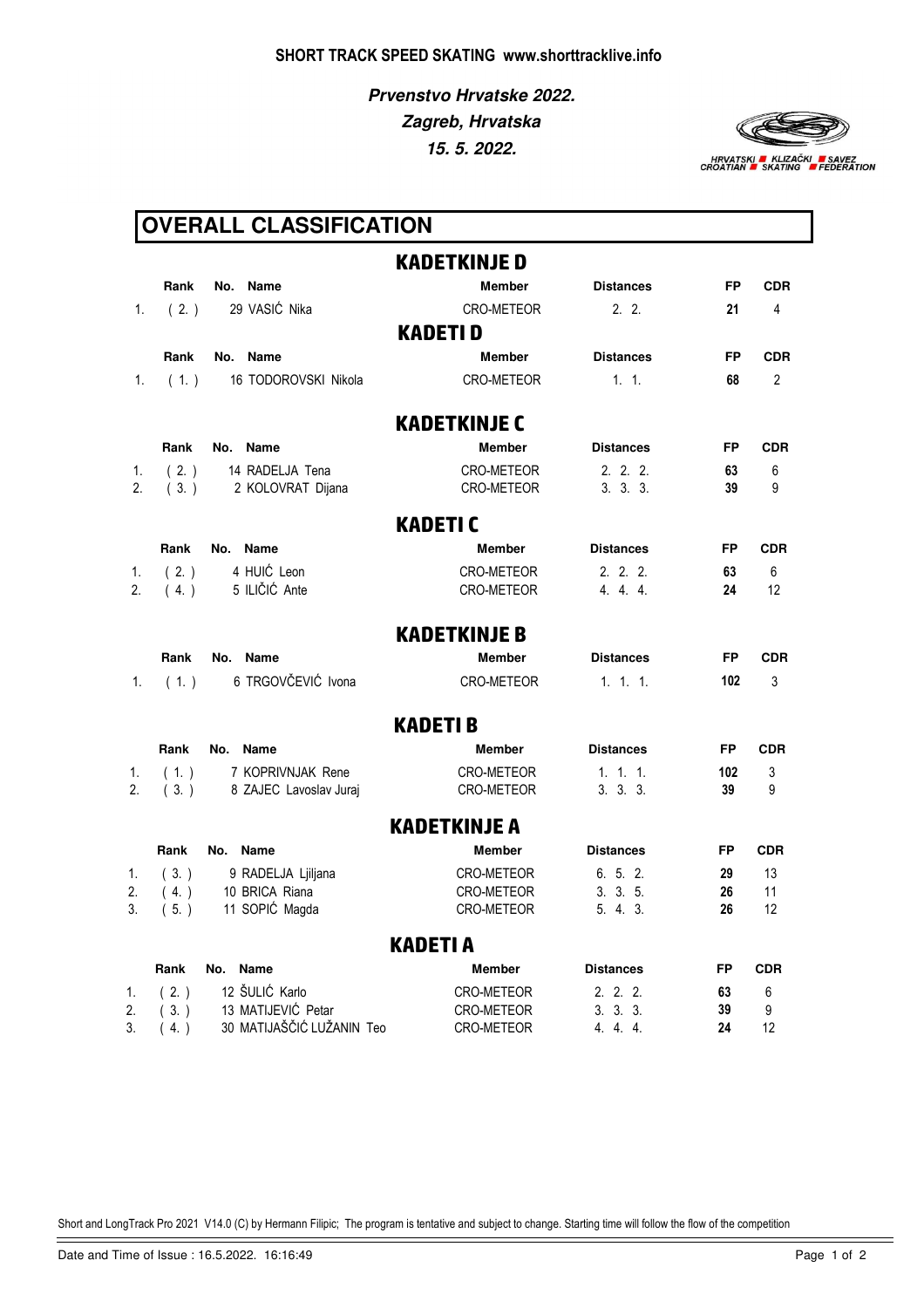**SHORT TRACK SPEED SKATING www.shorttracklive.info**

***Prvenstvo Hrvatske 2022.***
***Zagreb, Hrvatska***
***15. 5. 2022.***

HRVATSKI KLIZAČKI SAVEZ
CROATIAN SKATING FEDERATION

# OVERALL CLASSIFICATION

## KADETKINJE D

| | Rank | No. | Name | Member | Distances | FP | CDR |
|---|---|---|---|---|---|---|---|
| 1. | ( 2. ) | 29 | VASIĆ Nika | CRO-METEOR | 2. 2. | **21** | 4 |

## KADETI D

| | Rank | No. | Name | Member | Distances | FP | CDR |
|---|---|---|---|---|---|---|---|
| 1. | ( 1. ) | 16 | TODOROVSKI Nikola | CRO-METEOR | 1. 1. | **68** | 2 |

## KADETKINJE C

| | Rank | No. | Name | Member | Distances | FP | CDR |
|---|---|---|---|---|---|---|---|
| 1. | ( 2. ) | 14 | RADELJA Tena | CRO-METEOR | 2. 2. 2. | **63** | 6 |
| 2. | ( 3. ) | 2 | KOLOVRAT Dijana | CRO-METEOR | 3. 3. 3. | **39** | 9 |

## KADETI C

| | Rank | No. | Name | Member | Distances | FP | CDR |
|---|---|---|---|---|---|---|---|
| 1. | ( 2. ) | 4 | HUIĆ Leon | CRO-METEOR | 2. 2. 2. | **63** | 6 |
| 2. | ( 4. ) | 5 | ILIČIĆ Ante | CRO-METEOR | 4. 4. 4. | **24** | 12 |

## KADETKINJE B

| | Rank | No. | Name | Member | Distances | FP | CDR |
|---|---|---|---|---|---|---|---|
| 1. | ( 1. ) | 6 | TRGOVČEVIĆ Ivona | CRO-METEOR | 1. 1. 1. | **102** | 3 |

## KADETI B

| | Rank | No. | Name | Member | Distances | FP | CDR |
|---|---|---|---|---|---|---|---|
| 1. | ( 1. ) | 7 | KOPRIVNJAK Rene | CRO-METEOR | 1. 1. 1. | **102** | 3 |
| 2. | ( 3. ) | 8 | ZAJEC Lavoslav Juraj | CRO-METEOR | 3. 3. 3. | **39** | 9 |

## KADETKINJE A

| | Rank | No. | Name | Member | Distances | FP | CDR |
|---|---|---|---|---|---|---|---|
| 1. | ( 3. ) | 9 | RADELJA Ljiljana | CRO-METEOR | 6. 5. 2. | **29** | 13 |
| 2. | ( 4. ) | 10 | BRICA Riana | CRO-METEOR | 3. 3. 5. | **26** | 11 |
| 3. | ( 5. ) | 11 | SOPIĆ Magda | CRO-METEOR | 5. 4. 3. | **26** | 12 |

## KADETI A

| | Rank | No. | Name | Member | Distances | FP | CDR |
|---|---|---|---|---|---|---|---|
| 1. | ( 2. ) | 12 | ŠULIĆ Karlo | CRO-METEOR | 2. 2. 2. | **63** | 6 |
| 2. | ( 3. ) | 13 | MATIJEVIĆ Petar | CRO-METEOR | 3. 3. 3. | **39** | 9 |
| 3. | ( 4. ) | 30 | MATIJAŠČIĆ LUŽANIN Teo | CRO-METEOR | 4. 4. 4. | **24** | 12 |

Short and LongTrack Pro 2021 V14.0 (C) by Hermann Filipic; The program is tentative and subject to change. Starting time will follow the flow of the competition

Date and Time of Issue : 16.5.2022. 16:16:49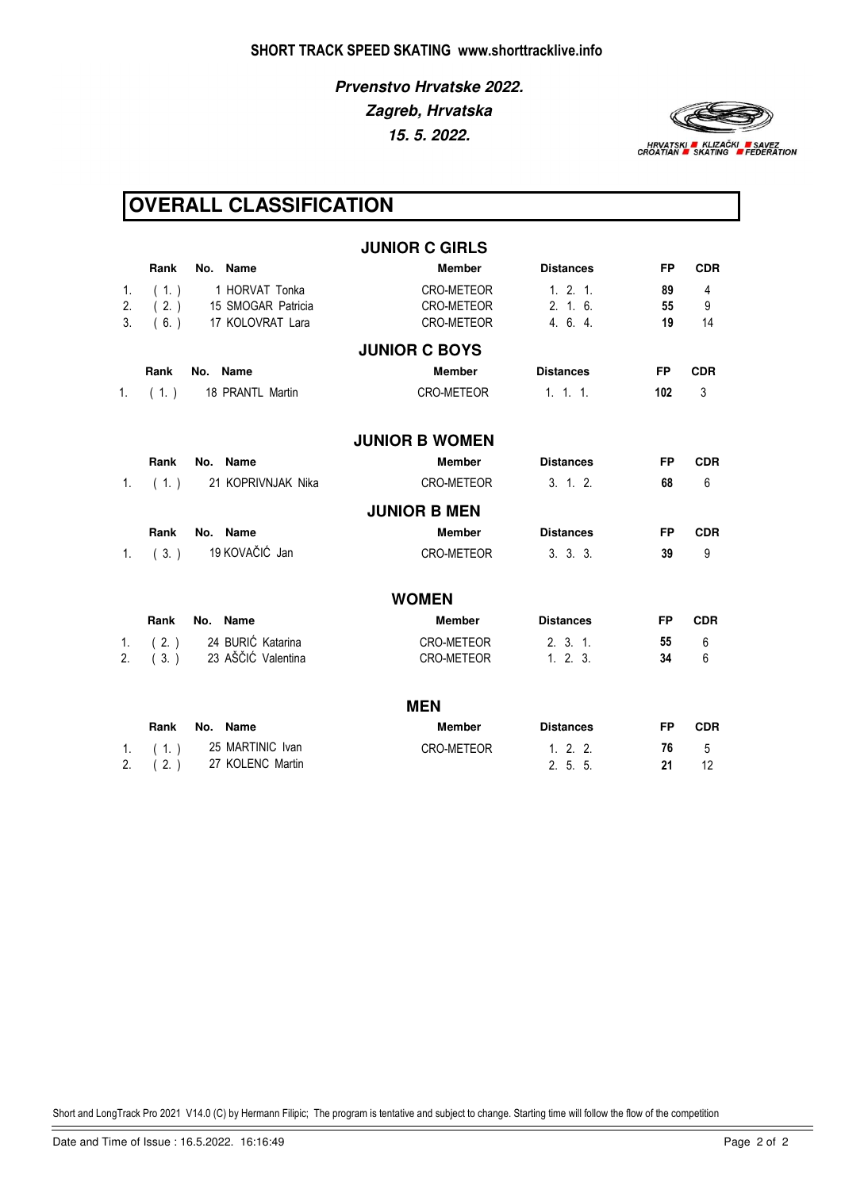**SHORT TRACK SPEED SKATING www.shorttracklive.info**

***Prvenstvo Hrvatske 2022.***
***Zagreb, Hrvatska***
***15. 5. 2022.***

HRVATSKI KLIZAČKI SAVEZ
CROATIAN SKATING FEDERATION

# OVERALL CLASSIFICATION

## JUNIOR C GIRLS

| | Rank | No. | Name | Member | Distances | FP | CDR |
|---|---|---|---|---|---|---|---|
| 1. | ( 1. ) | 1 | HORVAT Tonka | CRO-METEOR | 1. 2. 1. | **89** | 4 |
| 2. | ( 2. ) | 15 | SMOGAR Patricia | CRO-METEOR | 2. 1. 6. | **55** | 9 |
| 3. | ( 6. ) | 17 | KOLOVRAT Lara | CRO-METEOR | 4. 6. 4. | **19** | 14 |

## JUNIOR C BOYS

| | Rank | No. | Name | Member | Distances | FP | CDR |
|---|---|---|---|---|---|---|---|
| 1. | ( 1. ) | 18 | PRANTL Martin | CRO-METEOR | 1. 1. 1. | **102** | 3 |

## JUNIOR B WOMEN

| | Rank | No. | Name | Member | Distances | FP | CDR |
|---|---|---|---|---|---|---|---|
| 1. | ( 1. ) | 21 | KOPRIVNJAK Nika | CRO-METEOR | 3. 1. 2. | **68** | 6 |

## JUNIOR B MEN

| | Rank | No. | Name | Member | Distances | FP | CDR |
|---|---|---|---|---|---|---|---|
| 1. | ( 3. ) | 19 | KOVAČIĆ Jan | CRO-METEOR | 3. 3. 3. | **39** | 9 |

## WOMEN

| | Rank | No. | Name | Member | Distances | FP | CDR |
|---|---|---|---|---|---|---|---|
| 1. | ( 2. ) | 24 | BURIĆ Katarina | CRO-METEOR | 2. 3. 1. | **55** | 6 |
| 2. | ( 3. ) | 23 | AŠČIĆ Valentina | CRO-METEOR | 1. 2. 3. | **34** | 6 |

## MEN

| | Rank | No. | Name | Member | Distances | FP | CDR |
|---|---|---|---|---|---|---|---|
| 1. | ( 1. ) | 25 | MARTINIC Ivan | CRO-METEOR | 1. 2. 2. | **76** | 5 |
| 2. | ( 2. ) | 27 | KOLENC Martin | | 2. 5. 5. | **21** | 12 |

Short and LongTrack Pro 2021 V14.0 (C) by Hermann Filipic; The program is tentative and subject to change. Starting time will follow the flow of the competition

Date and Time of Issue : 16.5.2022. 16:16:49